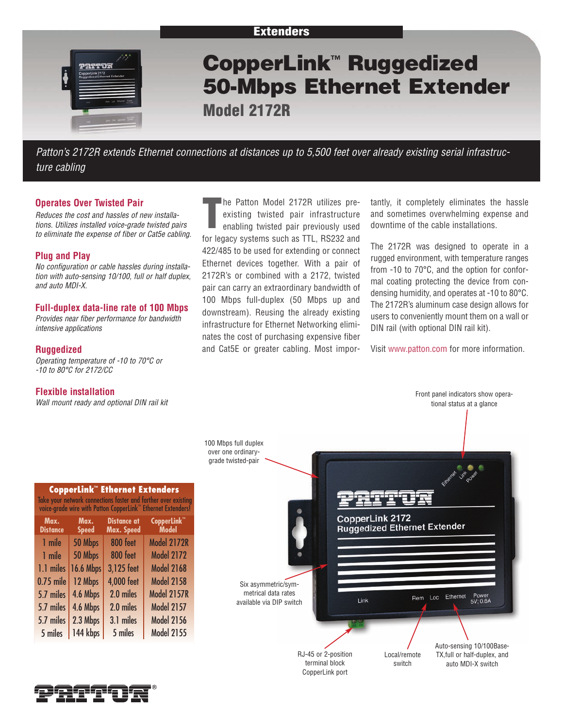Extenders

# CopperLink™ Ruggedized 50-Mbps Ethernet Extender

## Model 2172R

*Patton's 2172R extends Ethernet connections at distances up to 5,500 feet over already existing serial infrastructure cabling*

### Operates Over Twisted Pair

*Reduces the cost and hassles of new installations. Utilizes installed voice-grade twisted pairs to eliminate the expense of fiber or Cat5e cabling.*

### Plug and Play

*No configuration or cable hassles during installation with auto-sensing 10/100, full or half duplex, and auto MDI-X.*

### Full-duplex data-line rate of 100 Mbps

*Provides near fiber performance for bandwidth intensive applications*

### Ruggedized

*Operating temperature of -10 to 70°C or -10 to 80°C for 2172/CC*

### Flexible installation

*Wall mount ready and optional DIN rail kit*

The Patton Model 2172R utilizes pre-existing twisted pair infrastructure enabling twisted pair previously used for legacy systems such as TTL, RS232 and 422/485 to be used for extending or connect Ethernet devices together. With a pair of 2172R's or combined with a 2172, twisted pair can carry an extraordinary bandwidth of 100 Mbps full-duplex (50 Mbps up and downstream). Reusing the already existing infrastructure for Ethernet Networking eliminates the cost of purchasing expensive fiber and Cat5E or greater cabling. Most importantly, it completely eliminates the hassle and sometimes overwhelming expense and downtime of the cable installations.

The 2172R was designed to operate in a rugged environment, with temperature ranges from -10 to 70°C, and the option for conformal coating protecting the device from condensing humidity, and operates at -10 to 80°C. The 2172R's aluminum case design allows for users to conveniently mount them on a wall or DIN rail (with optional DIN rail kit).

Visit www.patton.com for more information.

**CopperLink™ Ethernet Extenders**

Take your network connections faster and farther over existing voice-grade wire with Patton CopperLink™ Ethernet Extenders!

| Max. Distance | Max. Speed | Distance at Max. Speed | CopperLink™ Model |
|---|---|---|---|
| 1 mile | 50 Mbps | 800 feet | Model 2172R |
| 1 mile | 50 Mbps | 800 feet | Model 2172 |
| 1.1 miles | 16.6 Mbps | 3,125 feet | Model 2168 |
| 0.75 mile | 12 Mbps | 4,000 feet | Model 2158 |
| 5.7 miles | 4.6 Mbps | 2.0 miles | Model 2157R |
| 5.7 miles | 4.6 Mbps | 2.0 miles | Model 2157 |
| 5.7 miles | 2.3 Mbps | 3.1 miles | Model 2156 |
| 5 miles | 144 kbps | 5 miles | Model 2155 |

Front panel indicators show operational status at a glance

100 Mbps full duplex over one ordinary-grade twisted-pair

Six asymmetric/symmetrical data rates available via DIP switch

RJ-45 or 2-position terminal block CopperLink port

Local/remote switch

Auto-sensing 10/100Base-TX,full or half-duplex, and auto MDI-X switch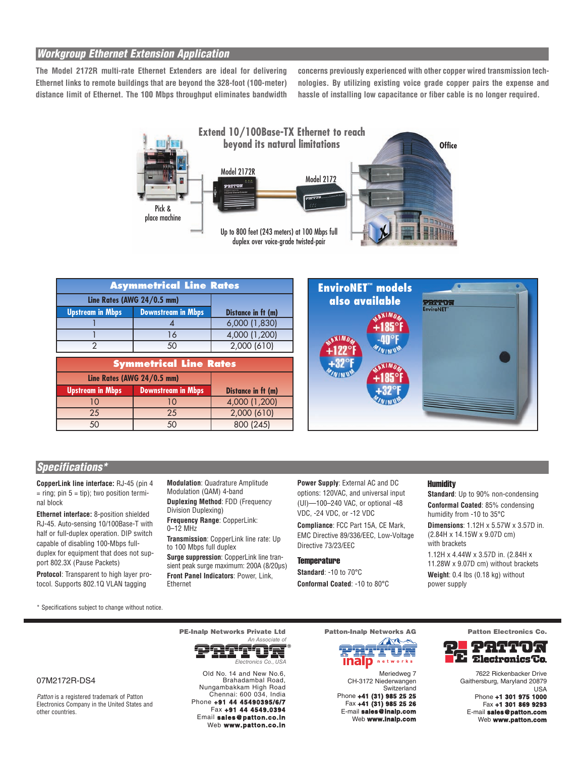## Workgroup Ethernet Extension Application

**The Model 2172R multi-rate Ethernet Extenders are ideal for delivering Ethernet links to remote buildings that are beyond the 328-foot (100-meter) distance limit of Ethernet. The 100 Mbps throughput eliminates bandwidth concerns previously experienced with other copper wired transmission technologies. By utilizing existing voice grade copper pairs the expense and hassle of installing low capacitance or fiber cable is no longer required.**

Extend 10/100Base-TX Ethernet to reach beyond its natural limitations

Pick & place machine

Model 2172R

Model 2172

Office

Up to 800 feet (243 meters) at 100 Mbps full duplex over voice-grade twisted-pair

| Asymmetrical Line Rates | | |
|---|---|---|
| Line Rates (AWG 24/0.5 mm) | | |
| Upstream in Mbps | Downstream in Mbps | Distance in ft (m) |
| 1 | 4 | 6,000 (1,830) |
| 1 | 16 | 4,000 (1,200) |
| 2 | 50 | 2,000 (610) |

| Symmetrical Line Rates | | |
|---|---|---|
| Line Rates (AWG 24/0.5 mm) | | |
| Upstream in Mbps | Downstream in Mbps | Distance in ft (m) |
| 10 | 10 | 4,000 (1,200) |
| 25 | 25 | 2,000 (610) |
| 50 | 50 | 800 (245) |

**EnviroNET™ models also available**

Maximum +122°F, +32°F Minimum

Maximum +185°F, -40°F Minimum

Maximum +185°F, +32°F Minimum

## Specifications*

**CopperLink line interface:** RJ-45 (pin 4 = ring; pin 5 = tip); two position terminal block

**Ethernet interface:** 8-position shielded RJ-45. Auto-sensing 10/100Base-T with half or full-duplex operation. DIP switch capable of disabling 100-Mbps full-duplex for equipment that does not support 802.3X (Pause Packets)

**Protocol**: Transparent to high layer protocol. Supports 802.1Q VLAN tagging

**Modulation**: Quadrature Amplitude Modulation (QAM) 4-band

**Duplexing Method**: FDD (Frequency Division Duplexing)

**Frequency Range**: CopperLink: 0–12 MHz

**Transmission**: CopperLink line rate: Up to 100 Mbps full duplex

**Surge suppression**: CopperLink line transient peak surge maximum: 200A (8/20µs)

**Front Panel Indicators**: Power, Link, Ethernet

**Power Supply**: External AC and DC options: 120VAC, and universal input (UI)—100–240 VAC, or optional -48 VDC, -24 VDC, or -12 VDC

**Compliance**: FCC Part 15A, CE Mark, EMC Directive 89/336/EEC, Low-Voltage Directive 73/23/EEC

### Temperature

**Standard**: -10 to 70°C

**Conformal Coated**: -10 to 80°C

### Humidity

**Standard**: Up to 90% non-condensing

**Conformal Coated**: 85% condensing humidity from -10 to 35°C

**Dimensions**: 1.12H x 5.57W x 3.57D in. (2.84H x 14.15W x 9.07D cm) with brackets

1.12H x 4.44W x 3.57D in. (2.84H x 11.28W x 9.07D cm) without brackets

**Weight**: 0.4 lbs (0.18 kg) without power supply

\* Specifications subject to change without notice.

07M2172R-DS4

*Patton* is a registered trademark of Patton Electronics Company in the United States and other countries.

**PE-Inalp Networks Private Ltd**
*An Associate of Patton Electronics Co., USA*
Old No. 14 and New No.6, Brahadambal Road, Nungambakkam High Road
Chennai: 600 034, India
Phone **+91 44 45490395/6/7**
Fax **+91 44 4549.0394**
Email **sales@patton.co.in**
Web **www.patton.co.in**

**Patton-Inalp Networks AG**
Meriedweg 7
CH-3172 Niederwangen
Switzerland
Phone **+41 (31) 985 25 25**
Fax **+41 (31) 985 25 26**
E-mail **sales@inalp.com**
Web **www.inalp.com**

**Patton Electronics Co.**
7622 Rickenbacker Drive
Gaithersburg, Maryland 20879
USA
Phone **+1 301 975 1000**
Fax **+1 301 869 9293**
E-mail **sales@patton.com**
Web **www.patton.com**